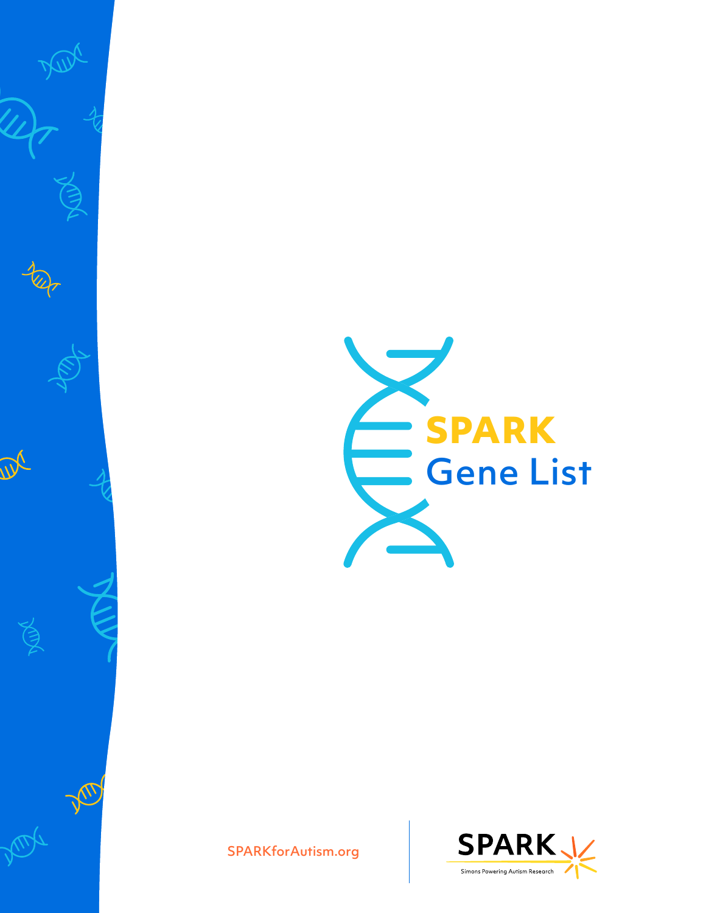# SPARK Gene List

SPARKforAutism.org

SPARK

Simons Powering Autism Research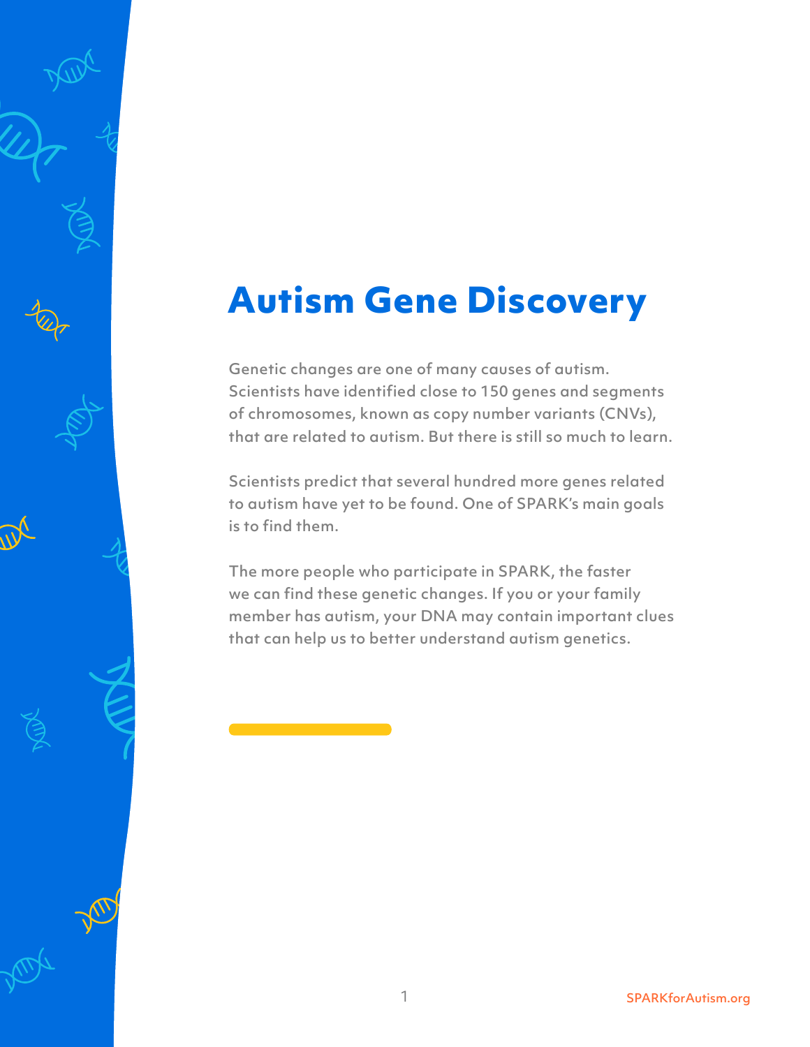# Autism Gene Discovery

Genetic changes are one of many causes of autism. Scientists have identified close to 150 genes and segments of chromosomes, known as copy number variants (CNVs), that are related to autism. But there is still so much to learn.

Scientists predict that several hundred more genes related to autism have yet to be found. One of SPARK's main goals is to find them.

The more people who participate in SPARK, the faster we can find these genetic changes. If you or your family member has autism, your DNA may contain important clues that can help us to better understand autism genetics.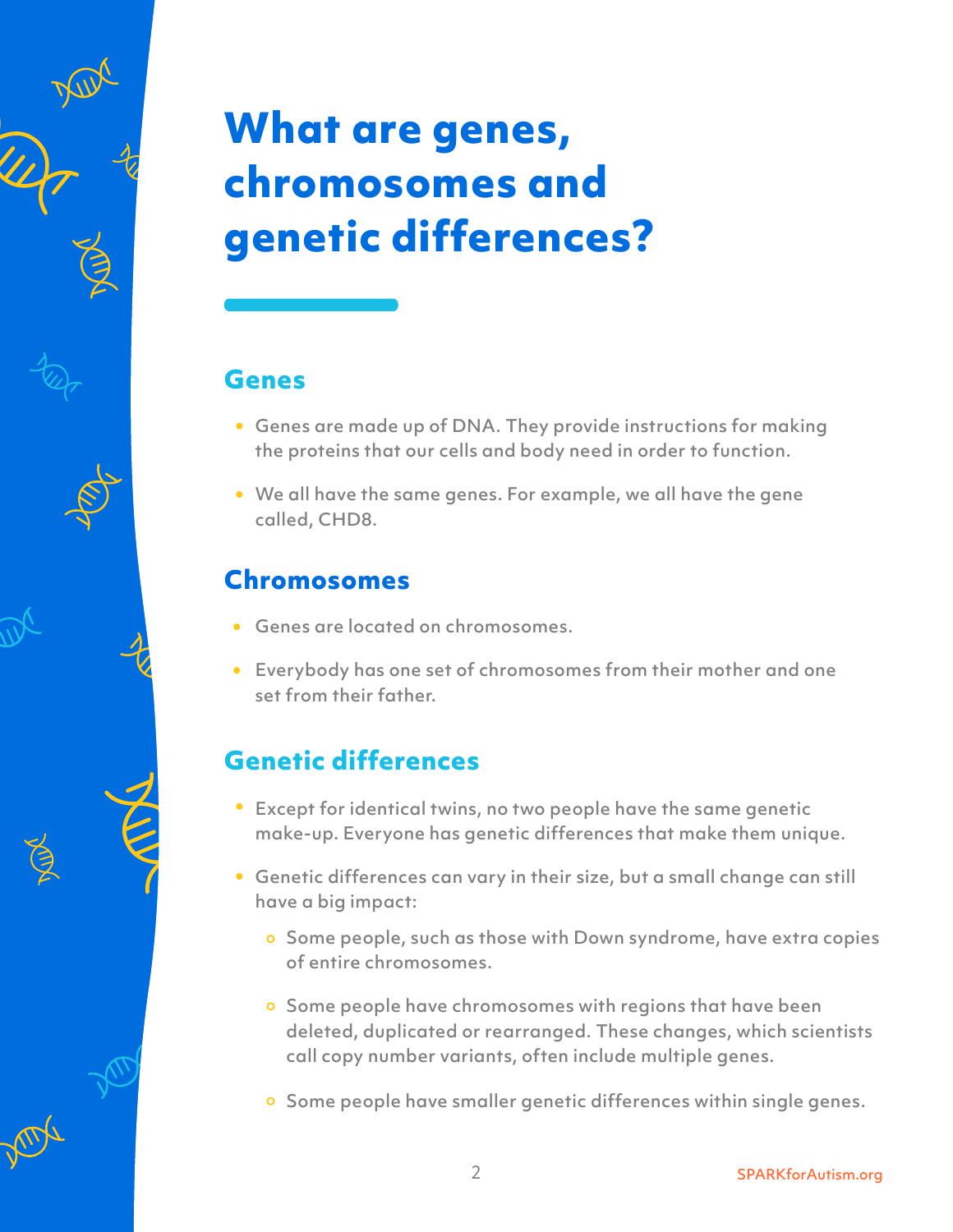# What are genes, chromosomes and genetic differences?

## Genes

- Genes are made up of DNA. They provide instructions for making the proteins that our cells and body need in order to function.
- We all have the same genes. For example, we all have the gene called, CHD8.

## Chromosomes

- Genes are located on chromosomes.
- Everybody has one set of chromosomes from their mother and one set from their father.

## Genetic differences

- Except for identical twins, no two people have the same genetic make-up. Everyone has genetic differences that make them unique.
- Genetic differences can vary in their size, but a small change can still have a big impact:
  - Some people, such as those with Down syndrome, have extra copies of entire chromosomes.
  - Some people have chromosomes with regions that have been deleted, duplicated or rearranged. These changes, which scientists call copy number variants, often include multiple genes.
  - Some people have smaller genetic differences within single genes.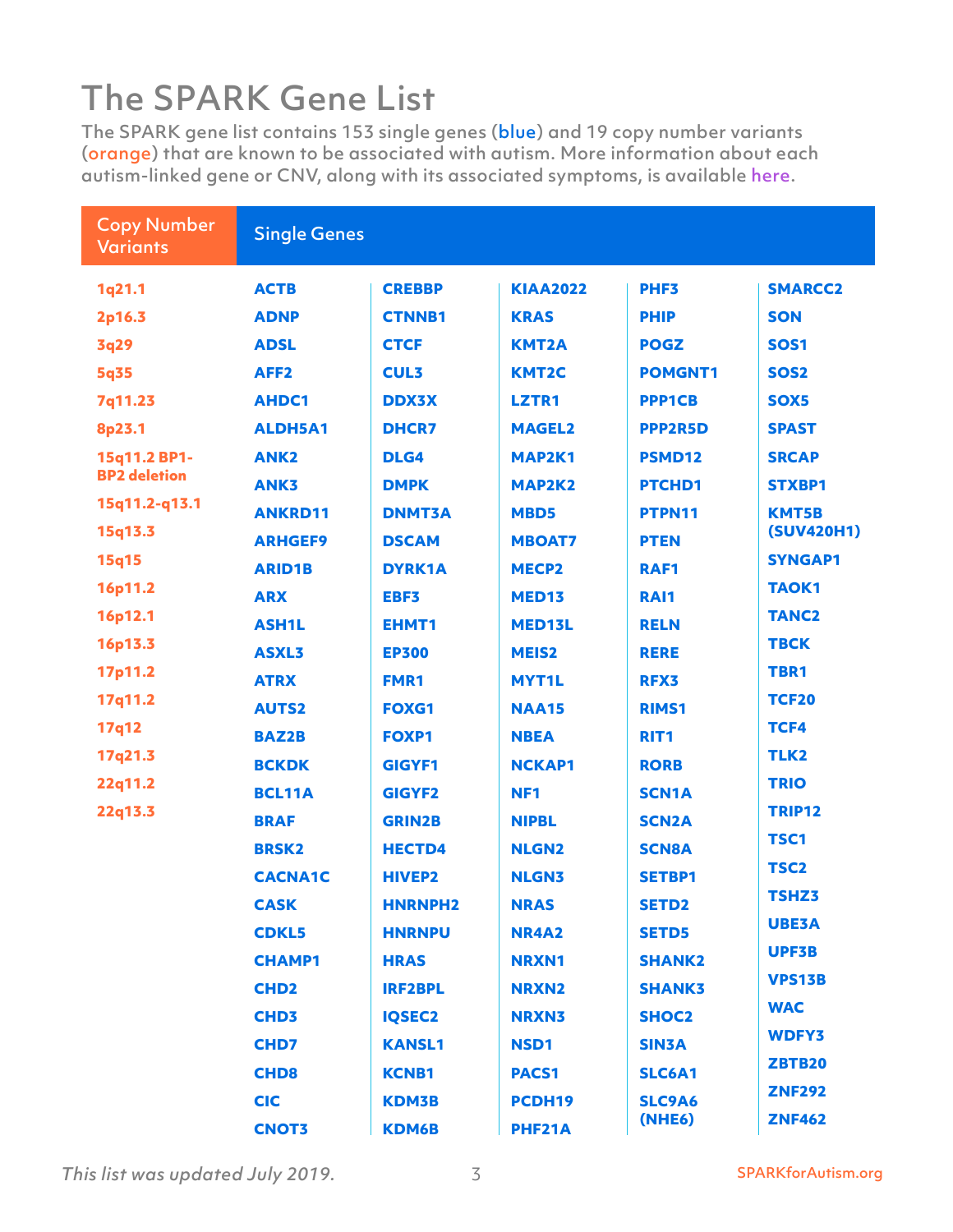# The SPARK Gene List

The SPARK gene list contains 153 single genes (blue) and 19 copy number variants (orange) that are known to be associated with autism. More information about each autism-linked gene or CNV, along with its associated symptoms, is available here.

| Copy Number Variants | Single Genes | | | | |
|---|---|---|---|---|---|
| 1q21.1 | ACTB | CREBBP | KIAA2022 | PHF3 | SMARCC2 |
| 2p16.3 | ADNP | CTNNB1 | KRAS | PHIP | SON |
| 3q29 | ADSL | CTCF | KMT2A | POGZ | SOS1 |
| 5q35 | AFF2 | CUL3 | KMT2C | POMGNT1 | SOS2 |
| 7q11.23 | AHDC1 | DDX3X | LZTR1 | PPP1CB | SOX5 |
| 8p23.1 | ALDH5A1 | DHCR7 | MAGEL2 | PPP2R5D | SPAST |
| 15q11.2 BP1-BP2 deletion | ANK2 | DLG4 | MAP2K1 | PSMD12 | SRCAP |
| 15q11.2-q13.1 | ANK3 | DMPK | MAP2K2 | PTCHD1 | STXBP1 |
| 15q13.3 | ANKRD11 | DNMT3A | MBD5 | PTPN11 | KMT5B (SUV420H1) |
| 15q15 | ARHGEF9 | DSCAM | MBOAT7 | PTEN | SYNGAP1 |
| 16p11.2 | ARID1B | DYRK1A | MECP2 | RAF1 | TAOK1 |
| 16p12.1 | ARX | EBF3 | MED13 | RAI1 | TANC2 |
| 16p13.3 | ASH1L | EHMT1 | MED13L | RELN | TBCK |
| 17p11.2 | ASXL3 | EP300 | MEIS2 | RERE | TBR1 |
| 17q11.2 | ATRX | FMR1 | MYT1L | RFX3 | TCF20 |
| 17q12 | AUTS2 | FOXG1 | NAA15 | RIMS1 | TCF4 |
| 17q21.3 | BAZ2B | FOXP1 | NBEA | RIT1 | TLK2 |
| 22q11.2 | BCKDK | GIGYF1 | NCKAP1 | RORB | TRIO |
| 22q13.3 | BCL11A | GIGYF2 | NF1 | SCN1A | TRIP12 |
| | BRAF | GRIN2B | NIPBL | SCN2A | TSC1 |
| | BRSK2 | HECTD4 | NLGN2 | SCN8A | TSC2 |
| | CACNA1C | HIVEP2 | NLGN3 | SETBP1 | TSHZ3 |
| | CASK | HNRNPH2 | NRAS | SETD2 | UBE3A |
| | CDKL5 | HNRNPU | NR4A2 | SETD5 | UPF3B |
| | CHAMP1 | HRAS | NRXN1 | SHANK2 | VPS13B |
| | CHD2 | IRF2BPL | NRXN2 | SHANK3 | WAC |
| | CHD3 | IQSEC2 | NRXN3 | SHOC2 | WDFY3 |
| | CHD7 | KANSL1 | NSD1 | SIN3A | ZBTB20 |
| | CHD8 | KCNB1 | PACS1 | SLC6A1 | ZNF292 |
| | CIC | KDM3B | PCDH19 | SLC9A6 (NHE6) | ZNF462 |
| | CNOT3 | KDM6B | PHF21A | | |

*This list was updated July 2019.*

SPARKforAutism.org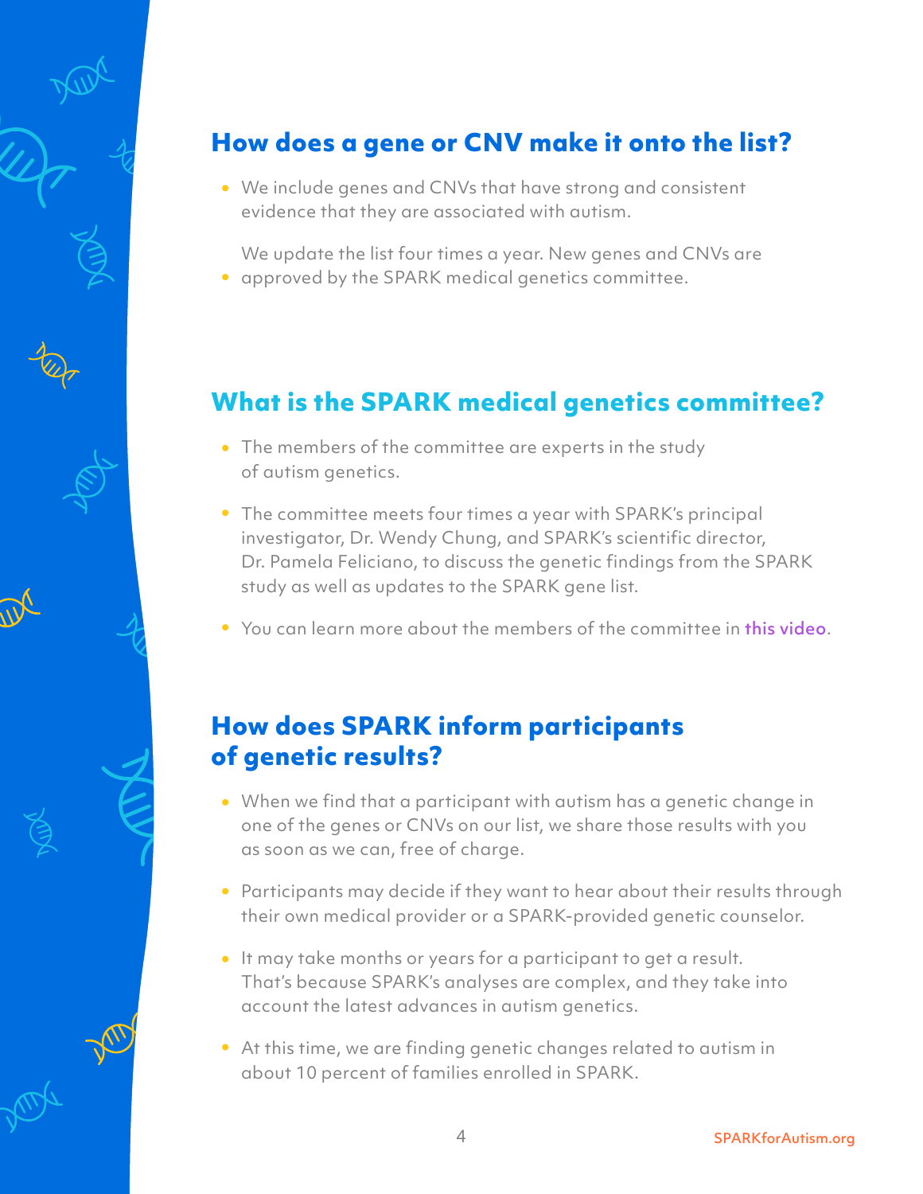## How does a gene or CNV make it onto the list?

- We include genes and CNVs that have strong and consistent evidence that they are associated with autism.
- We update the list four times a year. New genes and CNVs are approved by the SPARK medical genetics committee.

## What is the SPARK medical genetics committee?

- The members of the committee are experts in the study of autism genetics.
- The committee meets four times a year with SPARK's principal investigator, Dr. Wendy Chung, and SPARK's scientific director, Dr. Pamela Feliciano, to discuss the genetic findings from the SPARK study as well as updates to the SPARK gene list.
- You can learn more about the members of the committee in this video.

## How does SPARK inform participants of genetic results?

- When we find that a participant with autism has a genetic change in one of the genes or CNVs on our list, we share those results with you as soon as we can, free of charge.
- Participants may decide if they want to hear about their results through their own medical provider or a SPARK-provided genetic counselor.
- It may take months or years for a participant to get a result. That's because SPARK's analyses are complex, and they take into account the latest advances in autism genetics.
- At this time, we are finding genetic changes related to autism in about 10 percent of families enrolled in SPARK.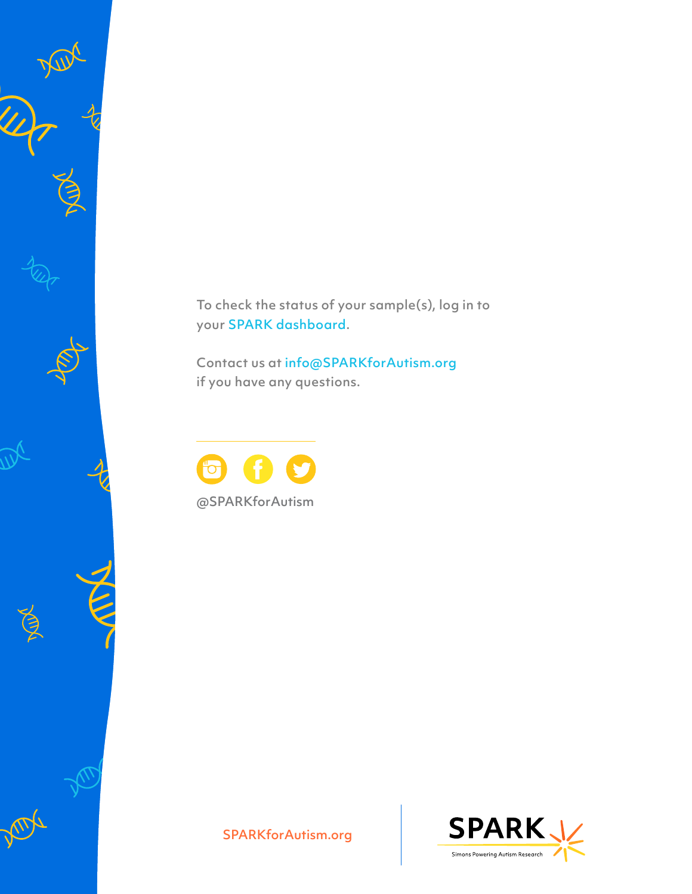To check the status of your sample(s), log in to your SPARK dashboard.

Contact us at info@SPARKforAutism.org if you have any questions.

@SPARKforAutism

SPARKforAutism.org

SPARK
Simons Powering Autism Research